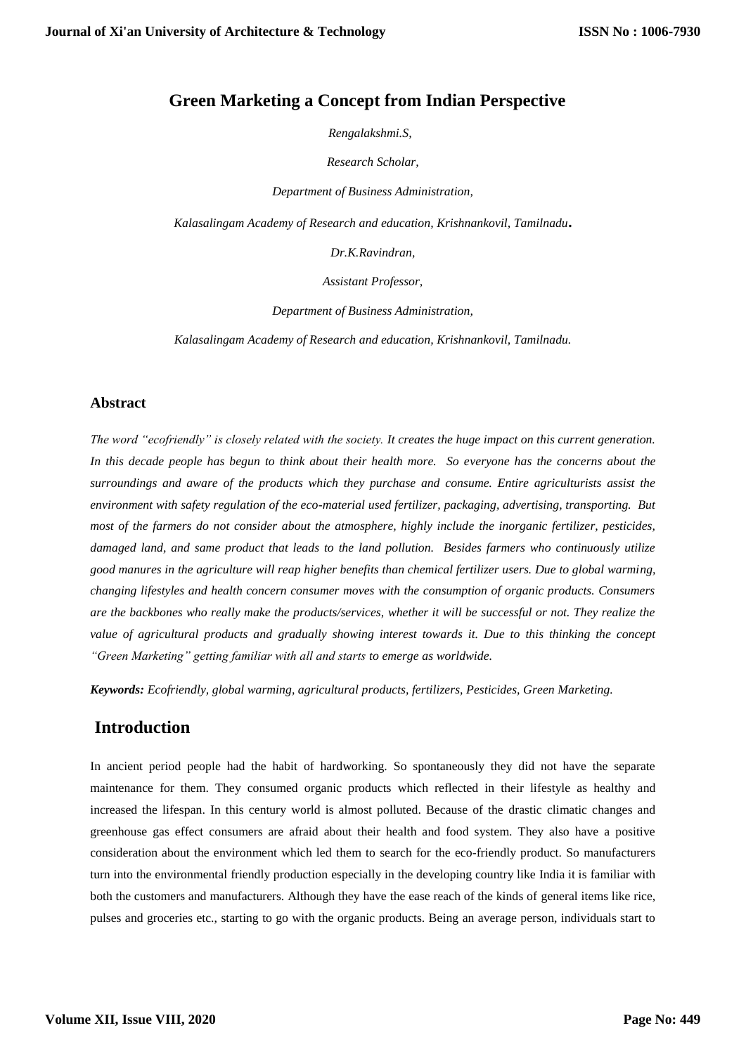# Green Marketing a Concept from Indian Perspective

*Rengalakshmi.S,*

*Research Scholar,*

*Department of Business Administration,*

*Kalasalingam Academy of Research and education, Krishnankovil, Tamilnadu.*

*Dr.K.Ravindran,*

*Assistant Professor,*

*Department of Business Administration,*

*Kalasalingam Academy of Research and education, Krishnankovil, Tamilnadu.*

## Abstract

*The word "ecofriendly" is closely related with the society. It creates the huge impact on this current generation. In this decade people has begun to think about their health more. So everyone has the concerns about the surroundings and aware of the products which they purchase and consume. Entire agriculturists assist the environment with safety regulation of the eco-material used fertilizer, packaging, advertising, transporting. But most of the farmers do not consider about the atmosphere, highly include the inorganic fertilizer, pesticides, damaged land, and same product that leads to the land pollution. Besides farmers who continuously utilize good manures in the agriculture will reap higher benefits than chemical fertilizer users. Due to global warming, changing lifestyles and health concern consumer moves with the consumption of organic products. Consumers are the backbones who really make the products/services, whether it will be successful or not. They realize the value of agricultural products and gradually showing interest towards it. Due to this thinking the concept "Green Marketing" getting familiar with all and starts to emerge as worldwide.*

***Keywords:*** *Ecofriendly, global warming, agricultural products, fertilizers, Pesticides, Green Marketing.*

## Introduction

In ancient period people had the habit of hardworking. So spontaneously they did not have the separate maintenance for them. They consumed organic products which reflected in their lifestyle as healthy and increased the lifespan. In this century world is almost polluted. Because of the drastic climatic changes and greenhouse gas effect consumers are afraid about their health and food system. They also have a positive consideration about the environment which led them to search for the eco-friendly product. So manufacturers turn into the environmental friendly production especially in the developing country like India it is familiar with both the customers and manufacturers. Although they have the ease reach of the kinds of general items like rice, pulses and groceries etc., starting to go with the organic products. Being an average person, individuals start to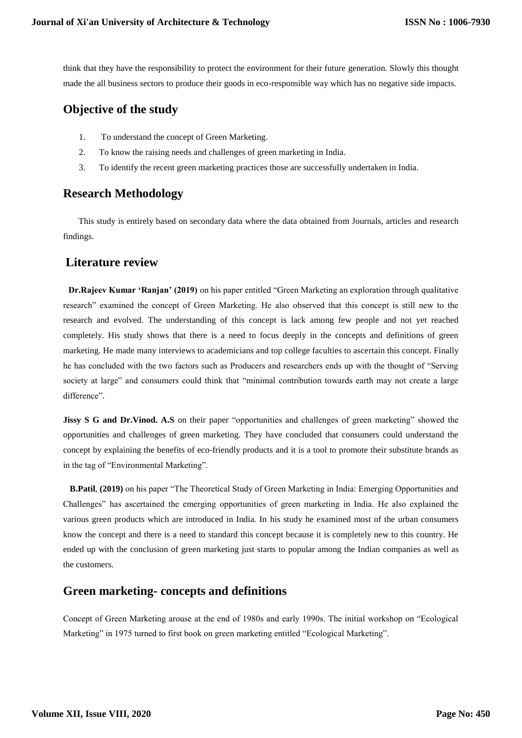think that they have the responsibility to protect the environment for their future generation. Slowly this thought made the all business sectors to produce their goods in eco-responsible way which has no negative side impacts.

## Objective of the study

1. To understand the concept of Green Marketing.
2. To know the raising needs and challenges of green marketing in India.
3. To identify the recent green marketing practices those are successfully undertaken in India.

## Research Methodology

This study is entirely based on secondary data where the data obtained from Journals, articles and research findings.

## Literature review

**Dr.Rajeev Kumar 'Ranjan' (2019)** on his paper entitled "Green Marketing an exploration through qualitative research" examined the concept of Green Marketing. He also observed that this concept is still new to the research and evolved. The understanding of this concept is lack among few people and not yet reached completely. His study shows that there is a need to focus deeply in the concepts and definitions of green marketing. He made many interviews to academicians and top college faculties to ascertain this concept. Finally he has concluded with the two factors such as Producers and researchers ends up with the thought of "Serving society at large" and consumers could think that "minimal contribution towards earth may not create a large difference".

**Jissy S G and Dr.Vinod. A.S** on their paper "opportunities and challenges of green marketing" showed the opportunities and challenges of green marketing. They have concluded that consumers could understand the concept by explaining the benefits of eco-friendly products and it is a tool to promote their substitute brands as in the tag of "Environmental Marketing".

**B.Patil, (2019)** on his paper "The Theoretical Study of Green Marketing in India: Emerging Opportunities and Challenges" has ascertained the emerging opportunities of green marketing in India. He also explained the various green products which are introduced in India. In his study he examined most of the urban consumers know the concept and there is a need to standard this concept because it is completely new to this country. He ended up with the conclusion of green marketing just starts to popular among the Indian companies as well as the customers.

## Green marketing- concepts and definitions

Concept of Green Marketing arouse at the end of 1980s and early 1990s. The initial workshop on "Ecological Marketing" in 1975 turned to first book on green marketing entitled "Ecological Marketing".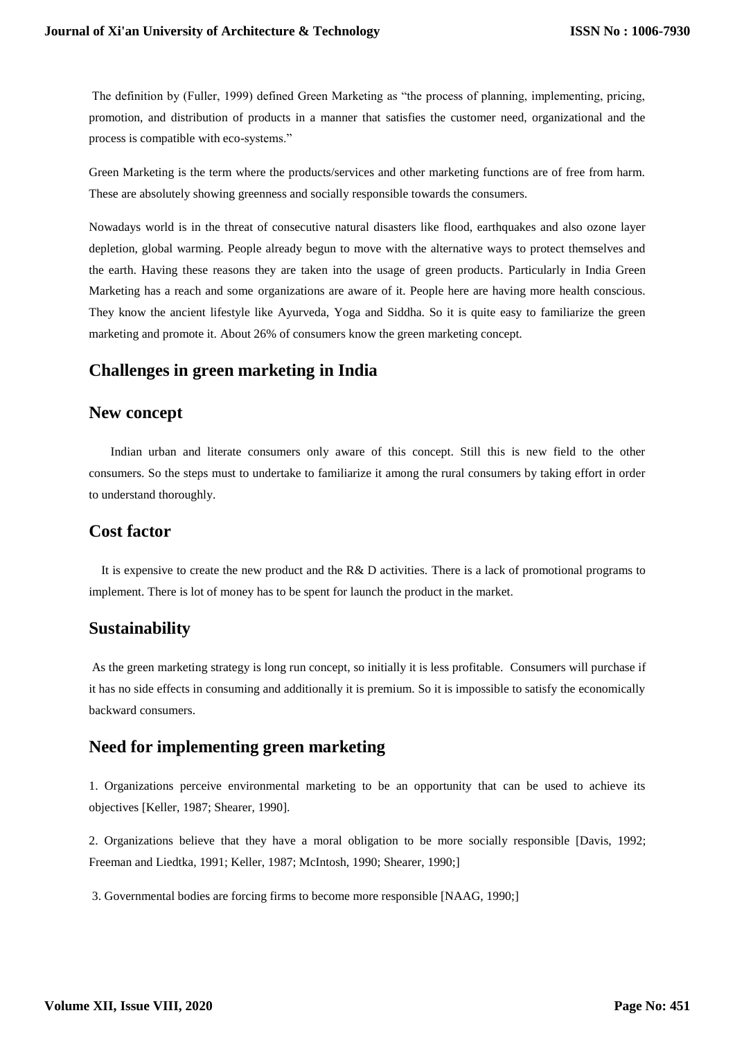The definition by (Fuller, 1999) defined Green Marketing as "the process of planning, implementing, pricing, promotion, and distribution of products in a manner that satisfies the customer need, organizational and the process is compatible with eco-systems."

Green Marketing is the term where the products/services and other marketing functions are of free from harm. These are absolutely showing greenness and socially responsible towards the consumers.

Nowadays world is in the threat of consecutive natural disasters like flood, earthquakes and also ozone layer depletion, global warming. People already begun to move with the alternative ways to protect themselves and the earth. Having these reasons they are taken into the usage of green products. Particularly in India Green Marketing has a reach and some organizations are aware of it. People here are having more health conscious. They know the ancient lifestyle like Ayurveda, Yoga and Siddha. So it is quite easy to familiarize the green marketing and promote it. About 26% of consumers know the green marketing concept.

## Challenges in green marketing in India

## New concept

Indian urban and literate consumers only aware of this concept. Still this is new field to the other consumers. So the steps must to undertake to familiarize it among the rural consumers by taking effort in order to understand thoroughly.

## Cost factor

It is expensive to create the new product and the R& D activities. There is a lack of promotional programs to implement. There is lot of money has to be spent for launch the product in the market.

## Sustainability

As the green marketing strategy is long run concept, so initially it is less profitable. Consumers will purchase if it has no side effects in consuming and additionally it is premium. So it is impossible to satisfy the economically backward consumers.

## Need for implementing green marketing

1. Organizations perceive environmental marketing to be an opportunity that can be used to achieve its objectives [Keller, 1987; Shearer, 1990].

2. Organizations believe that they have a moral obligation to be more socially responsible [Davis, 1992; Freeman and Liedtka, 1991; Keller, 1987; McIntosh, 1990; Shearer, 1990;]

3. Governmental bodies are forcing firms to become more responsible [NAAG, 1990;]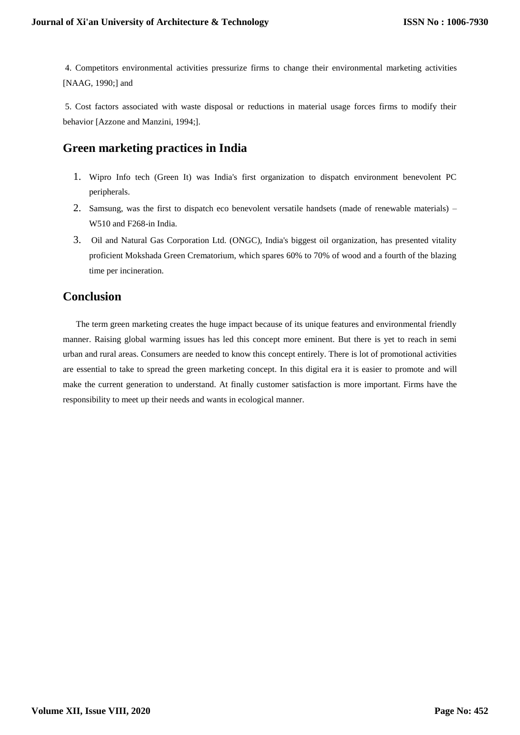4. Competitors environmental activities pressurize firms to change their environmental marketing activities [NAAG, 1990;] and

5. Cost factors associated with waste disposal or reductions in material usage forces firms to modify their behavior [Azzone and Manzini, 1994;].

## Green marketing practices in India

1. Wipro Info tech (Green It) was India's first organization to dispatch environment benevolent PC peripherals.
2. Samsung, was the first to dispatch eco benevolent versatile handsets (made of renewable materials) – W510 and F268-in India.
3. Oil and Natural Gas Corporation Ltd. (ONGC), India's biggest oil organization, has presented vitality proficient Mokshada Green Crematorium, which spares 60% to 70% of wood and a fourth of the blazing time per incineration.

## Conclusion

The term green marketing creates the huge impact because of its unique features and environmental friendly manner. Raising global warming issues has led this concept more eminent. But there is yet to reach in semi urban and rural areas. Consumers are needed to know this concept entirely. There is lot of promotional activities are essential to take to spread the green marketing concept. In this digital era it is easier to promote and will make the current generation to understand. At finally customer satisfaction is more important. Firms have the responsibility to meet up their needs and wants in ecological manner.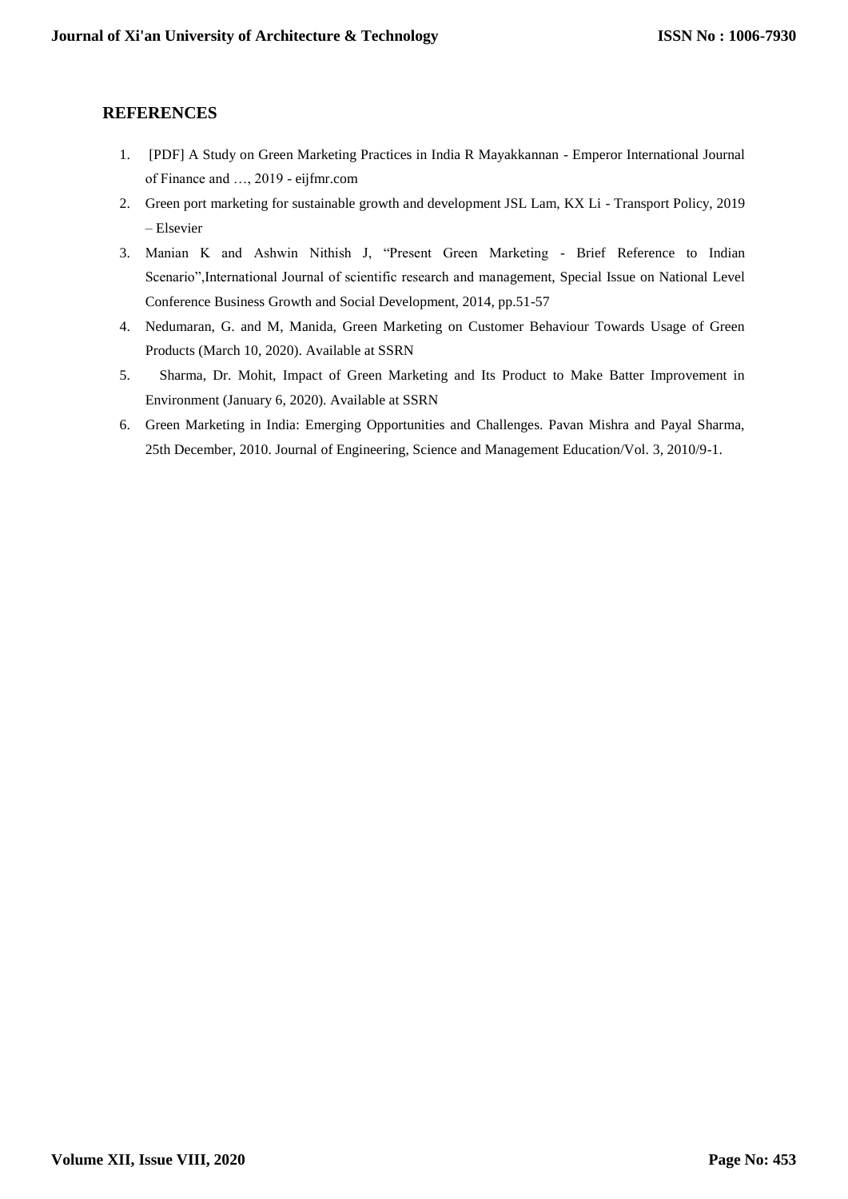## REFERENCES

1. [PDF] A Study on Green Marketing Practices in India R Mayakkannan - Emperor International Journal of Finance and …, 2019 - eijfmr.com
2. Green port marketing for sustainable growth and development JSL Lam, KX Li - Transport Policy, 2019 – Elsevier
3. Manian K and Ashwin Nithish J, "Present Green Marketing - Brief Reference to Indian Scenario",International Journal of scientific research and management, Special Issue on National Level Conference Business Growth and Social Development, 2014, pp.51-57
4. Nedumaran, G. and M, Manida, Green Marketing on Customer Behaviour Towards Usage of Green Products (March 10, 2020). Available at SSRN
5. Sharma, Dr. Mohit, Impact of Green Marketing and Its Product to Make Batter Improvement in Environment (January 6, 2020). Available at SSRN
6. Green Marketing in India: Emerging Opportunities and Challenges. Pavan Mishra and Payal Sharma, 25th December, 2010. Journal of Engineering, Science and Management Education/Vol. 3, 2010/9-1.